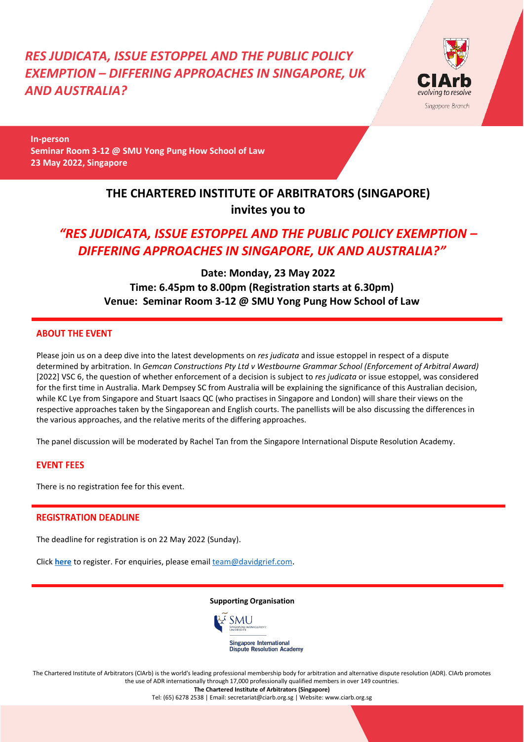# *RES JUDICATA, ISSUE ESTOPPEL AND THE PUBLIC POLICY EXEMPTION – DIFFERING APPROACHES IN SINGAPORE, UK AND AUSTRALIA?*

CIArb
*evolving to resolve*
Singapore Branch

**In-person**
**Seminar Room 3-12 @ SMU Yong Pung How School of Law**
**23 May 2022, Singapore**

## THE CHARTERED INSTITUTE OF ARBITRATORS (SINGAPORE)
## invites you to

## *"RES JUDICATA, ISSUE ESTOPPEL AND THE PUBLIC POLICY EXEMPTION – DIFFERING APPROACHES IN SINGAPORE, UK AND AUSTRALIA?"*

**Date: Monday, 23 May 2022**
**Time: 6.45pm to 8.00pm (Registration starts at 6.30pm)**
**Venue: Seminar Room 3-12 @ SMU Yong Pung How School of Law**

### ABOUT THE EVENT

Please join us on a deep dive into the latest developments on *res judicata* and issue estoppel in respect of a dispute determined by arbitration. In *Gemcan Constructions Pty Ltd v Westbourne Grammar School (Enforcement of Arbitral Award)* [2022] VSC 6, the question of whether enforcement of a decision is subject to *res judicata* or issue estoppel, was considered for the first time in Australia. Mark Dempsey SC from Australia will be explaining the significance of this Australian decision, while KC Lye from Singapore and Stuart Isaacs QC (who practises in Singapore and London) will share their views on the respective approaches taken by the Singaporean and English courts. The panellists will be also discussing the differences in the various approaches, and the relative merits of the differing approaches.

The panel discussion will be moderated by Rachel Tan from the Singapore International Dispute Resolution Academy.

### EVENT FEES

There is no registration fee for this event.

### REGISTRATION DEADLINE

The deadline for registration is on 22 May 2022 (Sunday).

Click **here** to register. For enquiries, please email team@davidgrief.com.

**Supporting Organisation**

SMU Singapore Management University
Singapore International Dispute Resolution Academy

The Chartered Institute of Arbitrators (CIArb) is the world's leading professional membership body for arbitration and alternative dispute resolution (ADR). CIArb promotes the use of ADR internationally through 17,000 professionally qualified members in over 149 countries.

**The Chartered Institute of Arbitrators (Singapore)**
Tel: (65) 6278 2538 | Email: secretariat@ciarb.org.sg | Website: www.ciarb.org.sg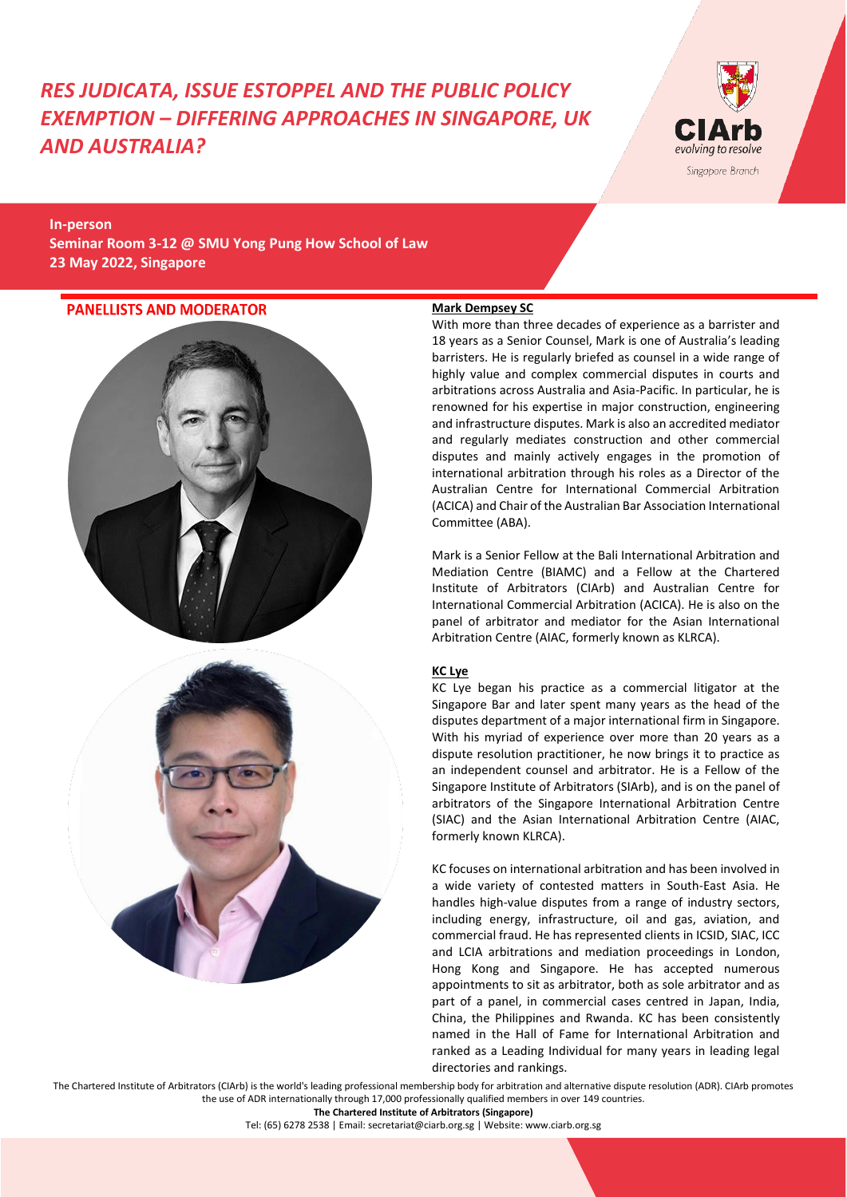# *RES JUDICATA, ISSUE ESTOPPEL AND THE PUBLIC POLICY EXEMPTION – DIFFERING APPROACHES IN SINGAPORE, UK AND AUSTRALIA?*

CIArb
evolving to resolve
Singapore Branch

**In-person**
**Seminar Room 3-12 @ SMU Yong Pung How School of Law**
**23 May 2022, Singapore**

## PANELLISTS AND MODERATOR

**Mark Dempsey SC**

With more than three decades of experience as a barrister and 18 years as a Senior Counsel, Mark is one of Australia's leading barristers. He is regularly briefed as counsel in a wide range of highly value and complex commercial disputes in courts and arbitrations across Australia and Asia-Pacific. In particular, he is renowned for his expertise in major construction, engineering and infrastructure disputes. Mark is also an accredited mediator and regularly mediates construction and other commercial disputes and mainly actively engages in the promotion of international arbitration through his roles as a Director of the Australian Centre for International Commercial Arbitration (ACICA) and Chair of the Australian Bar Association International Committee (ABA).

Mark is a Senior Fellow at the Bali International Arbitration and Mediation Centre (BIAMC) and a Fellow at the Chartered Institute of Arbitrators (CIArb) and Australian Centre for International Commercial Arbitration (ACICA). He is also on the panel of arbitrator and mediator for the Asian International Arbitration Centre (AIAC, formerly known as KLRCA).

**KC Lye**

KC Lye began his practice as a commercial litigator at the Singapore Bar and later spent many years as the head of the disputes department of a major international firm in Singapore. With his myriad of experience over more than 20 years as a dispute resolution practitioner, he now brings it to practice as an independent counsel and arbitrator. He is a Fellow of the Singapore Institute of Arbitrators (SIArb), and is on the panel of arbitrators of the Singapore International Arbitration Centre (SIAC) and the Asian International Arbitration Centre (AIAC, formerly known KLRCA).

KC focuses on international arbitration and has been involved in a wide variety of contested matters in South-East Asia. He handles high-value disputes from a range of industry sectors, including energy, infrastructure, oil and gas, aviation, and commercial fraud. He has represented clients in ICSID, SIAC, ICC and LCIA arbitrations and mediation proceedings in London, Hong Kong and Singapore. He has accepted numerous appointments to sit as arbitrator, both as sole arbitrator and as part of a panel, in commercial cases centred in Japan, India, China, the Philippines and Rwanda. KC has been consistently named in the Hall of Fame for International Arbitration and ranked as a Leading Individual for many years in leading legal directories and rankings.

The Chartered Institute of Arbitrators (CIArb) is the world's leading professional membership body for arbitration and alternative dispute resolution (ADR). CIArb promotes the use of ADR internationally through 17,000 professionally qualified members in over 149 countries.

**The Chartered Institute of Arbitrators (Singapore)**

Tel: (65) 6278 2538 | Email: secretariat@ciarb.org.sg | Website: www.ciarb.org.sg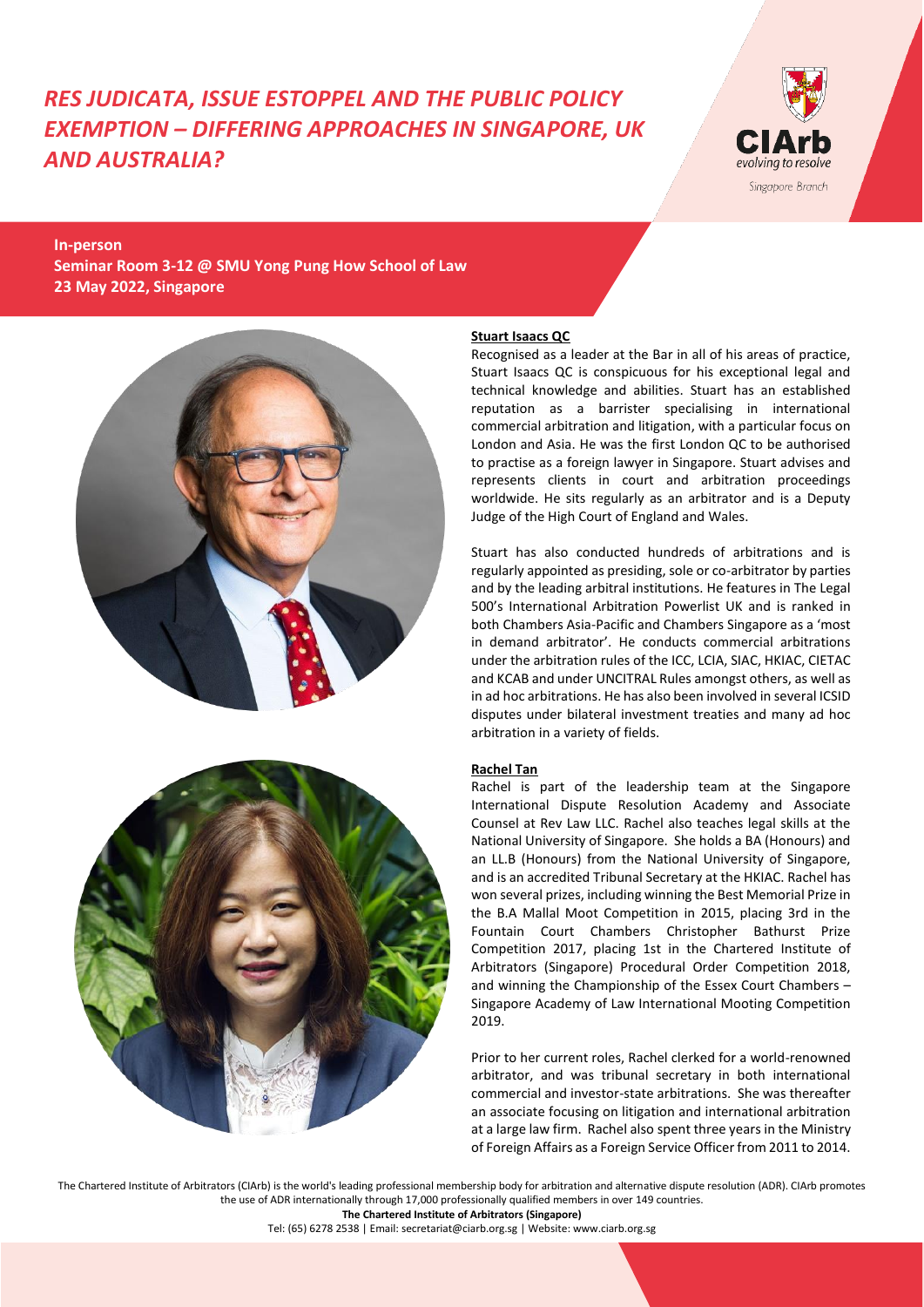# *RES JUDICATA, ISSUE ESTOPPEL AND THE PUBLIC POLICY EXEMPTION – DIFFERING APPROACHES IN SINGAPORE, UK AND AUSTRALIA?*

CIArb
*evolving to resolve*
Singapore Branch

**In-person**
**Seminar Room 3-12 @ SMU Yong Pung How School of Law**
**23 May 2022, Singapore**

## Stuart Isaacs QC

Recognised as a leader at the Bar in all of his areas of practice, Stuart Isaacs QC is conspicuous for his exceptional legal and technical knowledge and abilities. Stuart has an established reputation as a barrister specialising in international commercial arbitration and litigation, with a particular focus on London and Asia. He was the first London QC to be authorised to practise as a foreign lawyer in Singapore. Stuart advises and represents clients in court and arbitration proceedings worldwide. He sits regularly as an arbitrator and is a Deputy Judge of the High Court of England and Wales.

Stuart has also conducted hundreds of arbitrations and is regularly appointed as presiding, sole or co-arbitrator by parties and by the leading arbitral institutions. He features in The Legal 500's International Arbitration Powerlist UK and is ranked in both Chambers Asia-Pacific and Chambers Singapore as a 'most in demand arbitrator'. He conducts commercial arbitrations under the arbitration rules of the ICC, LCIA, SIAC, HKIAC, CIETAC and KCAB and under UNCITRAL Rules amongst others, as well as in ad hoc arbitrations. He has also been involved in several ICSID disputes under bilateral investment treaties and many ad hoc arbitration in a variety of fields.

## Rachel Tan

Rachel is part of the leadership team at the Singapore International Dispute Resolution Academy and Associate Counsel at Rev Law LLC. Rachel also teaches legal skills at the National University of Singapore. She holds a BA (Honours) and an LL.B (Honours) from the National University of Singapore, and is an accredited Tribunal Secretary at the HKIAC. Rachel has won several prizes, including winning the Best Memorial Prize in the B.A Mallal Moot Competition in 2015, placing 3rd in the Fountain Court Chambers Christopher Bathurst Prize Competition 2017, placing 1st in the Chartered Institute of Arbitrators (Singapore) Procedural Order Competition 2018, and winning the Championship of the Essex Court Chambers – Singapore Academy of Law International Mooting Competition 2019.

Prior to her current roles, Rachel clerked for a world-renowned arbitrator, and was tribunal secretary in both international commercial and investor-state arbitrations. She was thereafter an associate focusing on litigation and international arbitration at a large law firm. Rachel also spent three years in the Ministry of Foreign Affairs as a Foreign Service Officer from 2011 to 2014.

The Chartered Institute of Arbitrators (CIArb) is the world's leading professional membership body for arbitration and alternative dispute resolution (ADR). CIArb promotes the use of ADR internationally through 17,000 professionally qualified members in over 149 countries.

**The Chartered Institute of Arbitrators (Singapore)**
Tel: (65) 6278 2538 | Email: secretariat@ciarb.org.sg | Website: www.ciarb.org.sg